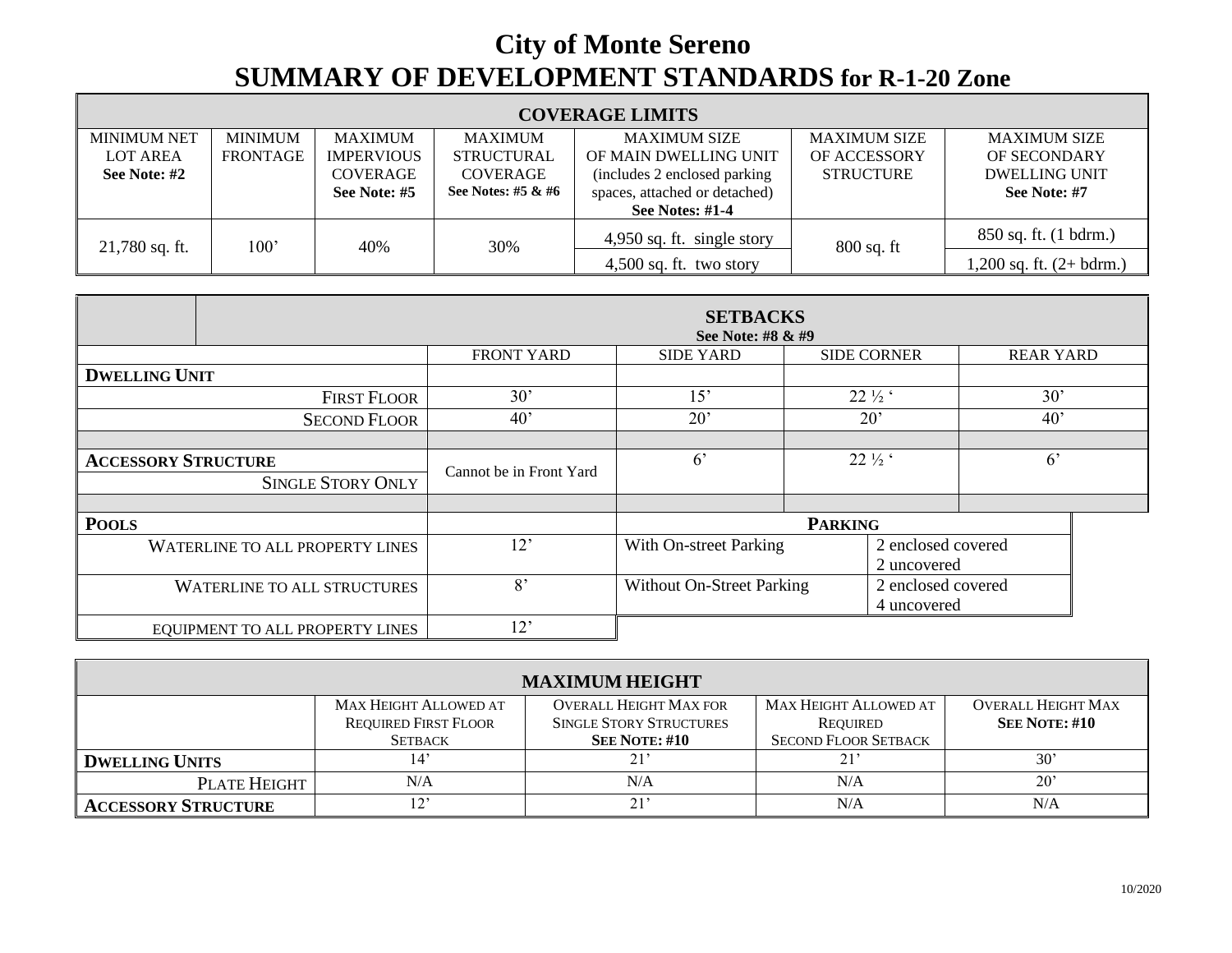# City of Monte Sereno
## SUMMARY OF DEVELOPMENT STANDARDS for R-1-20 Zone

| COVERAGE LIMITS | | | | | | |
|---|---|---|---|---|---|---|
| MINIMUM NET LOT AREA **See Note: #2** | MINIMUM FRONTAGE | MAXIMUM IMPERVIOUS COVERAGE **See Note: #5** | MAXIMUM STRUCTURAL COVERAGE **See Notes: #5 & #6** | MAXIMUM SIZE OF MAIN DWELLING UNIT (includes 2 enclosed parking spaces, attached or detached) **See Notes: #1-4** | MAXIMUM SIZE OF ACCESSORY STRUCTURE | MAXIMUM SIZE OF SECONDARY DWELLING UNIT **See Note: #7** |
| 21,780 sq. ft. | 100’ | 40% | 30% | 4,950 sq. ft. single story | 800 sq. ft | 850 sq. ft. (1 bdrm.) |
| | | | | 4,500 sq. ft. two story | | 1,200 sq. ft. (2+ bdrm.) |

| | SETBACKS **See Note: #8 & #9** | | | |
|---|---|---|---|---|
| | FRONT YARD | SIDE YARD | SIDE CORNER | REAR YARD |
| **DWELLING UNIT** | | | | |
| FIRST FLOOR | 30’ | 15’ | 22 ½ ‘ | 30’ |
| SECOND FLOOR | 40’ | 20’ | 20’ | 40’ |
| **ACCESSORY STRUCTURE** SINGLE STORY ONLY | Cannot be in Front Yard | 6’ | 22 ½ ‘ | 6’ |

| **POOLS** | |
|---|---|
| WATERLINE TO ALL PROPERTY LINES | 12’ |
| WATERLINE TO ALL STRUCTURES | 8’ |
| EQUIPMENT TO ALL PROPERTY LINES | 12’ |

| **PARKING** | |
|---|---|
| With On-street Parking | 2 enclosed covered<br>2 uncovered |
| Without On-Street Parking | 2 enclosed covered<br>4 uncovered |

| MAXIMUM HEIGHT | | | | |
|---|---|---|---|---|
| | MAX HEIGHT ALLOWED AT REQUIRED FIRST FLOOR SETBACK | OVERALL HEIGHT MAX FOR SINGLE STORY STRUCTURES **SEE NOTE: #10** | MAX HEIGHT ALLOWED AT REQUIRED SECOND FLOOR SETBACK | OVERALL HEIGHT MAX **SEE NOTE: #10** |
| **DWELLING UNITS** | 14’ | 21’ | 21’ | 30’ |
| PLATE HEIGHT | N/A | N/A | N/A | 20’ |
| **ACCESSORY STRUCTURE** | 12’ | 21’ | N/A | N/A |

10/2020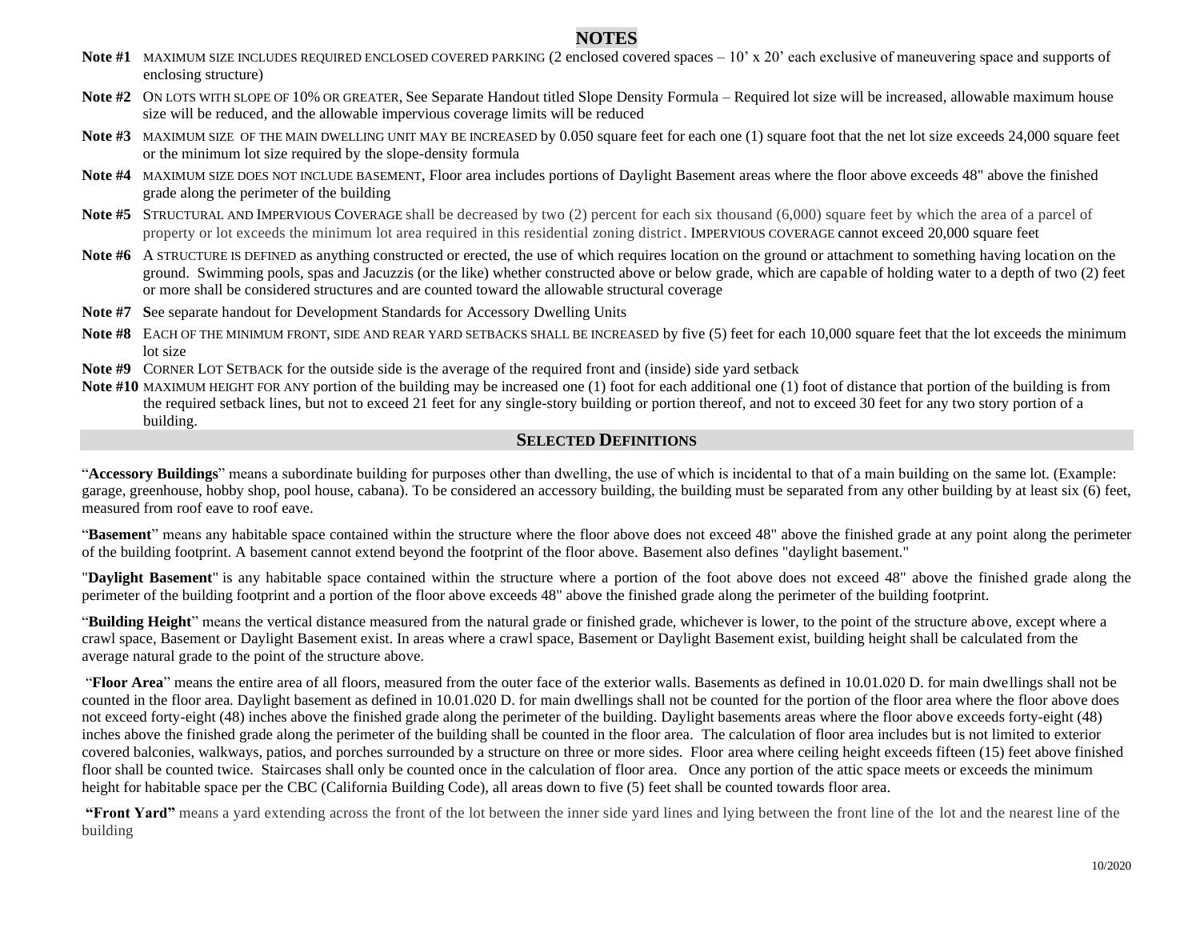# NOTES

**Note #1** MAXIMUM SIZE INCLUDES REQUIRED ENCLOSED COVERED PARKING (2 enclosed covered spaces – 10' x 20' each exclusive of maneuvering space and supports of enclosing structure)

**Note #2** ON LOTS WITH SLOPE OF 10% OR GREATER, See Separate Handout titled Slope Density Formula – Required lot size will be increased, allowable maximum house size will be reduced, and the allowable impervious coverage limits will be reduced

**Note #3** MAXIMUM SIZE OF THE MAIN DWELLING UNIT MAY BE INCREASED by 0.050 square feet for each one (1) square foot that the net lot size exceeds 24,000 square feet or the minimum lot size required by the slope-density formula

**Note #4** MAXIMUM SIZE DOES NOT INCLUDE BASEMENT, Floor area includes portions of Daylight Basement areas where the floor above exceeds 48" above the finished grade along the perimeter of the building

**Note #5** STRUCTURAL AND IMPERVIOUS COVERAGE shall be decreased by two (2) percent for each six thousand (6,000) square feet by which the area of a parcel of property or lot exceeds the minimum lot area required in this residential zoning district. IMPERVIOUS COVERAGE cannot exceed 20,000 square feet

**Note #6** A STRUCTURE IS DEFINED as anything constructed or erected, the use of which requires location on the ground or attachment to something having location on the ground. Swimming pools, spas and Jacuzzis (or the like) whether constructed above or below grade, which are capable of holding water to a depth of two (2) feet or more shall be considered structures and are counted toward the allowable structural coverage

**Note #7** See separate handout for Development Standards for Accessory Dwelling Units

**Note #8** EACH OF THE MINIMUM FRONT, SIDE AND REAR YARD SETBACKS SHALL BE INCREASED by five (5) feet for each 10,000 square feet that the lot exceeds the minimum lot size

**Note #9** CORNER LOT SETBACK for the outside side is the average of the required front and (inside) side yard setback

**Note #10** MAXIMUM HEIGHT FOR ANY portion of the building may be increased one (1) foot for each additional one (1) foot of distance that portion of the building is from the required setback lines, but not to exceed 21 feet for any single-story building or portion thereof, and not to exceed 30 feet for any two story portion of a building.

## SELECTED DEFINITIONS

"**Accessory Buildings**" means a subordinate building for purposes other than dwelling, the use of which is incidental to that of a main building on the same lot. (Example: garage, greenhouse, hobby shop, pool house, cabana). To be considered an accessory building, the building must be separated from any other building by at least six (6) feet, measured from roof eave to roof eave.

"**Basement**" means any habitable space contained within the structure where the floor above does not exceed 48" above the finished grade at any point along the perimeter of the building footprint. A basement cannot extend beyond the footprint of the floor above. Basement also defines "daylight basement."

"**Daylight Basement**" is any habitable space contained within the structure where a portion of the foot above does not exceed 48" above the finished grade along the perimeter of the building footprint and a portion of the floor above exceeds 48" above the finished grade along the perimeter of the building footprint.

"**Building Height**" means the vertical distance measured from the natural grade or finished grade, whichever is lower, to the point of the structure above, except where a crawl space, Basement or Daylight Basement exist. In areas where a crawl space, Basement or Daylight Basement exist, building height shall be calculated from the average natural grade to the point of the structure above.

"**Floor Area**" means the entire area of all floors, measured from the outer face of the exterior walls. Basements as defined in 10.01.020 D. for main dwellings shall not be counted in the floor area. Daylight basement as defined in 10.01.020 D. for main dwellings shall not be counted for the portion of the floor area where the floor above does not exceed forty-eight (48) inches above the finished grade along the perimeter of the building. Daylight basements areas where the floor above exceeds forty-eight (48) inches above the finished grade along the perimeter of the building shall be counted in the floor area. The calculation of floor area includes but is not limited to exterior covered balconies, walkways, patios, and porches surrounded by a structure on three or more sides. Floor area where ceiling height exceeds fifteen (15) feet above finished floor shall be counted twice. Staircases shall only be counted once in the calculation of floor area. Once any portion of the attic space meets or exceeds the minimum height for habitable space per the CBC (California Building Code), all areas down to five (5) feet shall be counted towards floor area.

**"Front Yard"** means a yard extending across the front of the lot between the inner side yard lines and lying between the front line of the lot and the nearest line of the building

10/2020